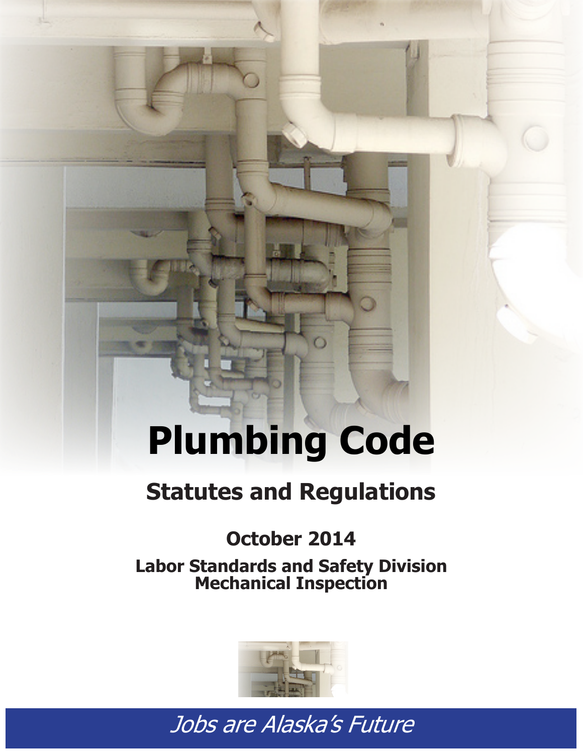# Plumbing Code

## Statutes and Regulations

### October 2014

**Labor Standards and Safety Division**
**Mechanical Inspection**

*Jobs are Alaska's Future*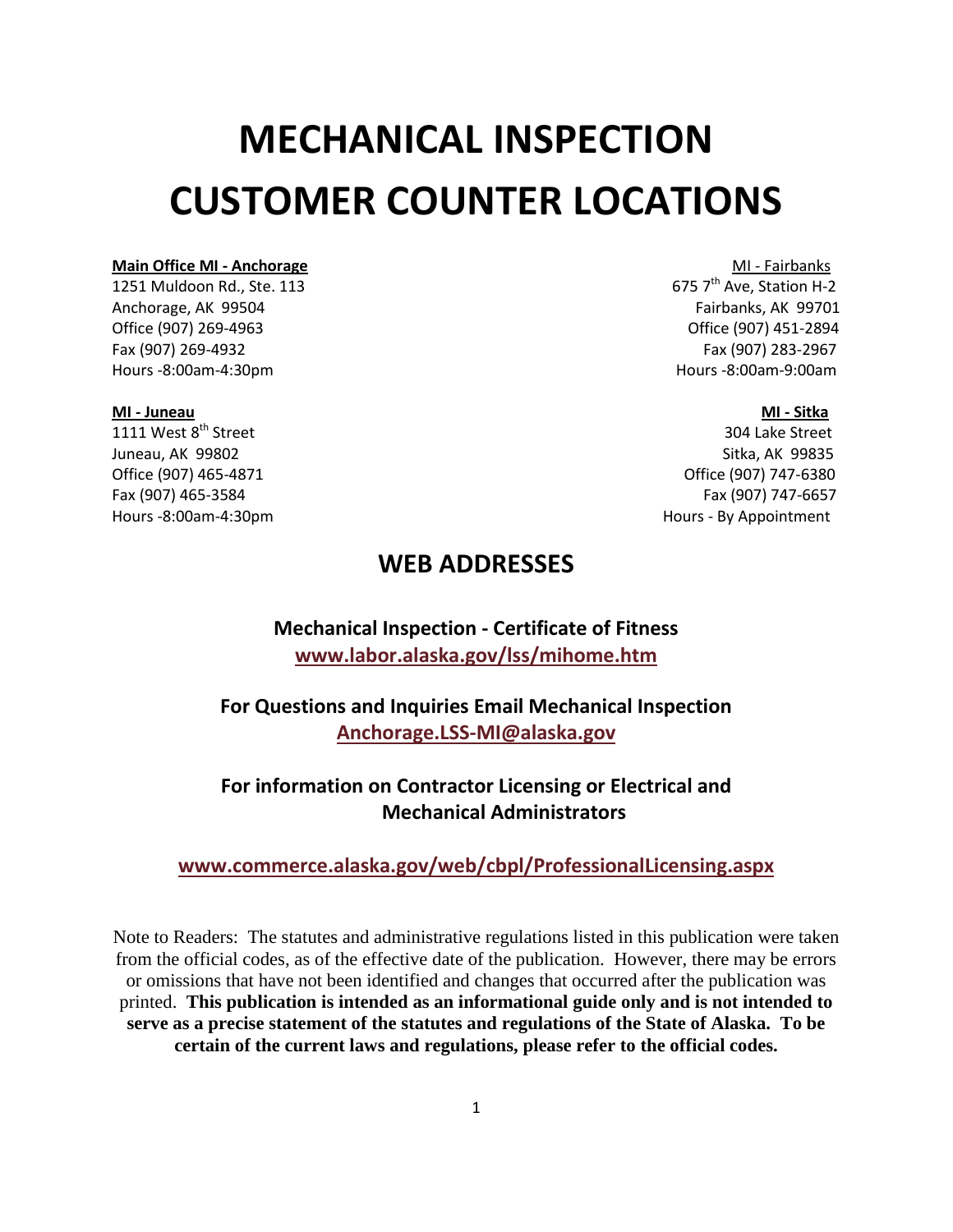# MECHANICAL INSPECTION CUSTOMER COUNTER LOCATIONS

**Main Office MI - Anchorage**
1251 Muldoon Rd., Ste. 113
Anchorage, AK 99504
Office (907) 269-4963
Fax (907) 269-4932
Hours -8:00am-4:30pm

MI - Fairbanks
675 7th Ave, Station H-2
Fairbanks, AK 99701
Office (907) 451-2894
Fax (907) 283-2967
Hours -8:00am-9:00am

**MI - Juneau**
1111 West 8th Street
Juneau, AK 99802
Office (907) 465-4871
Fax (907) 465-3584
Hours -8:00am-4:30pm

**MI - Sitka**
304 Lake Street
Sitka, AK 99835
Office (907) 747-6380
Fax (907) 747-6657
Hours - By Appointment

## WEB ADDRESSES

**Mechanical Inspection - Certificate of Fitness**
**www.labor.alaska.gov/lss/mihome.htm**

**For Questions and Inquiries Email Mechanical Inspection**
**Anchorage.LSS-MI@alaska.gov**

**For information on Contractor Licensing or Electrical and Mechanical Administrators**

**www.commerce.alaska.gov/web/cbpl/ProfessionalLicensing.aspx**

Note to Readers: The statutes and administrative regulations listed in this publication were taken from the official codes, as of the effective date of the publication. However, there may be errors or omissions that have not been identified and changes that occurred after the publication was printed. **This publication is intended as an informational guide only and is not intended to serve as a precise statement of the statutes and regulations of the State of Alaska. To be certain of the current laws and regulations, please refer to the official codes.**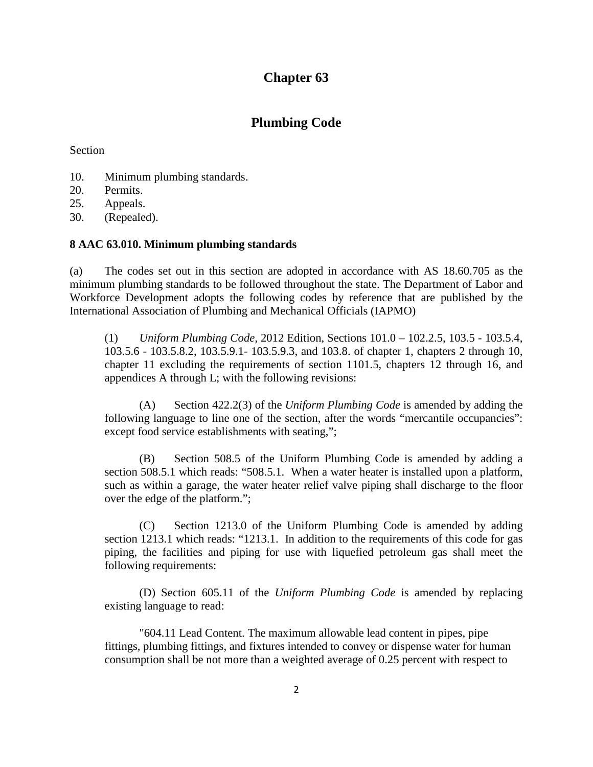# Chapter 63

## Plumbing Code

Section

10. Minimum plumbing standards.
20. Permits.
25. Appeals.
30. (Repealed).

**8 AAC 63.010. Minimum plumbing standards**

(a) The codes set out in this section are adopted in accordance with AS 18.60.705 as the minimum plumbing standards to be followed throughout the state. The Department of Labor and Workforce Development adopts the following codes by reference that are published by the International Association of Plumbing and Mechanical Officials (IAPMO)

(1) *Uniform Plumbing Code*, 2012 Edition, Sections 101.0 – 102.2.5, 103.5 - 103.5.4, 103.5.6 - 103.5.8.2, 103.5.9.1- 103.5.9.3, and 103.8. of chapter 1, chapters 2 through 10, chapter 11 excluding the requirements of section 1101.5, chapters 12 through 16, and appendices A through L; with the following revisions:

(A) Section 422.2(3) of the *Uniform Plumbing Code* is amended by adding the following language to line one of the section, after the words "mercantile occupancies": except food service establishments with seating,";

(B) Section 508.5 of the Uniform Plumbing Code is amended by adding a section 508.5.1 which reads: "508.5.1. When a water heater is installed upon a platform, such as within a garage, the water heater relief valve piping shall discharge to the floor over the edge of the platform.";

(C) Section 1213.0 of the Uniform Plumbing Code is amended by adding section 1213.1 which reads: "1213.1. In addition to the requirements of this code for gas piping, the facilities and piping for use with liquefied petroleum gas shall meet the following requirements:

(D) Section 605.11 of the *Uniform Plumbing Code* is amended by replacing existing language to read:

"604.11 Lead Content. The maximum allowable lead content in pipes, pipe fittings, plumbing fittings, and fixtures intended to convey or dispense water for human consumption shall be not more than a weighted average of 0.25 percent with respect to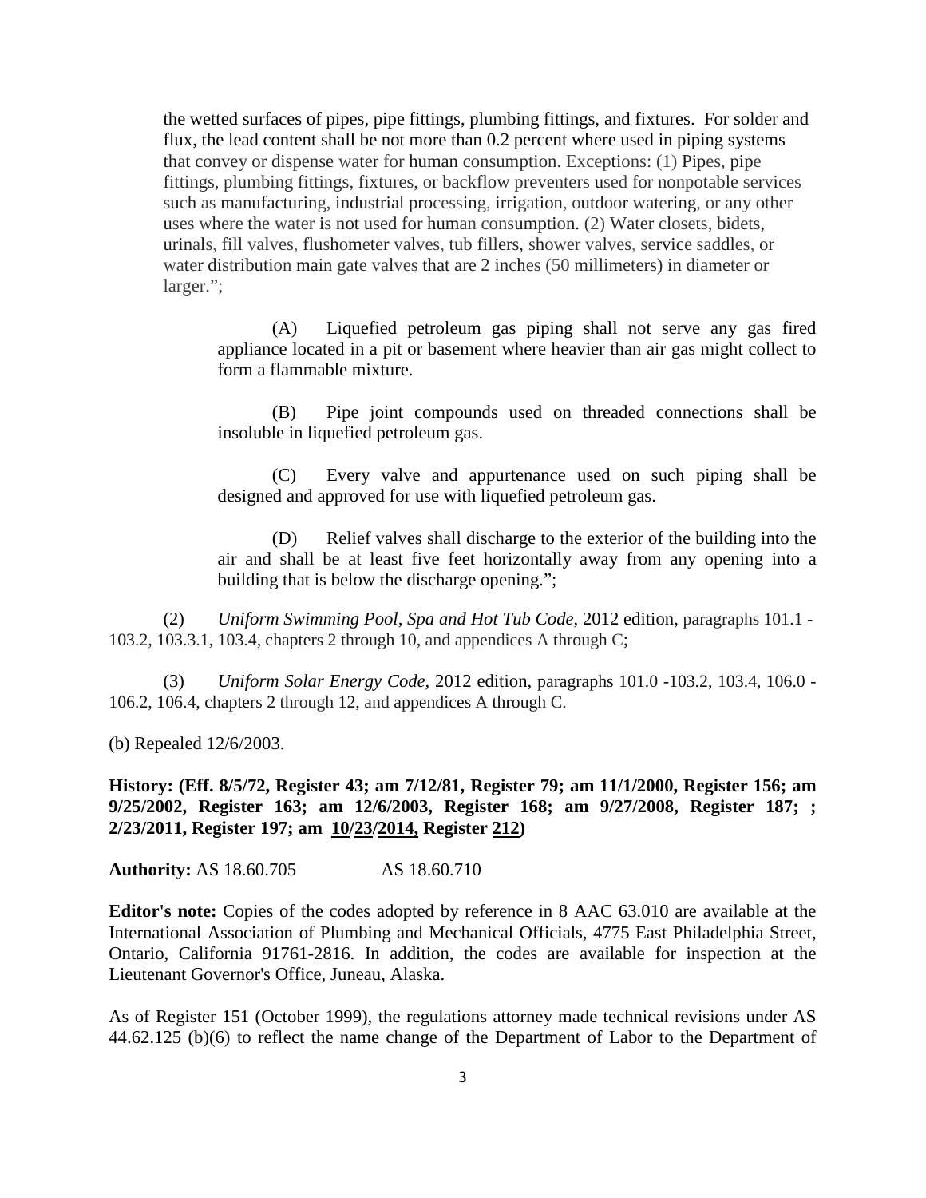the wetted surfaces of pipes, pipe fittings, plumbing fittings, and fixtures. For solder and flux, the lead content shall be not more than 0.2 percent where used in piping systems that convey or dispense water for human consumption. Exceptions: (1) Pipes, pipe fittings, plumbing fittings, fixtures, or backflow preventers used for nonpotable services such as manufacturing, industrial processing, irrigation, outdoor watering, or any other uses where the water is not used for human consumption. (2) Water closets, bidets, urinals, fill valves, flushometer valves, tub fillers, shower valves, service saddles, or water distribution main gate valves that are 2 inches (50 millimeters) in diameter or larger.";

(A) Liquefied petroleum gas piping shall not serve any gas fired appliance located in a pit or basement where heavier than air gas might collect to form a flammable mixture.

(B) Pipe joint compounds used on threaded connections shall be insoluble in liquefied petroleum gas.

(C) Every valve and appurtenance used on such piping shall be designed and approved for use with liquefied petroleum gas.

(D) Relief valves shall discharge to the exterior of the building into the air and shall be at least five feet horizontally away from any opening into a building that is below the discharge opening.";

(2) *Uniform Swimming Pool, Spa and Hot Tub Code*, 2012 edition, paragraphs 101.1 - 103.2, 103.3.1, 103.4, chapters 2 through 10, and appendices A through C;

(3) *Uniform Solar Energy Code*, 2012 edition, paragraphs 101.0 -103.2, 103.4, 106.0 - 106.2, 106.4, chapters 2 through 12, and appendices A through C.

(b) Repealed 12/6/2003.

**History: (Eff. 8/5/72, Register 43; am 7/12/81, Register 79; am 11/1/2000, Register 156; am 9/25/2002, Register 163; am 12/6/2003, Register 168; am 9/27/2008, Register 187; ; 2/23/2011, Register 197; am <u>10</u>/<u>23</u>/<u>2014,</u> Register <u>212</u>)**

**Authority:** AS 18.60.705 AS 18.60.710

**Editor's note:** Copies of the codes adopted by reference in 8 AAC 63.010 are available at the International Association of Plumbing and Mechanical Officials, 4775 East Philadelphia Street, Ontario, California 91761-2816. In addition, the codes are available for inspection at the Lieutenant Governor's Office, Juneau, Alaska.

As of Register 151 (October 1999), the regulations attorney made technical revisions under AS 44.62.125 (b)(6) to reflect the name change of the Department of Labor to the Department of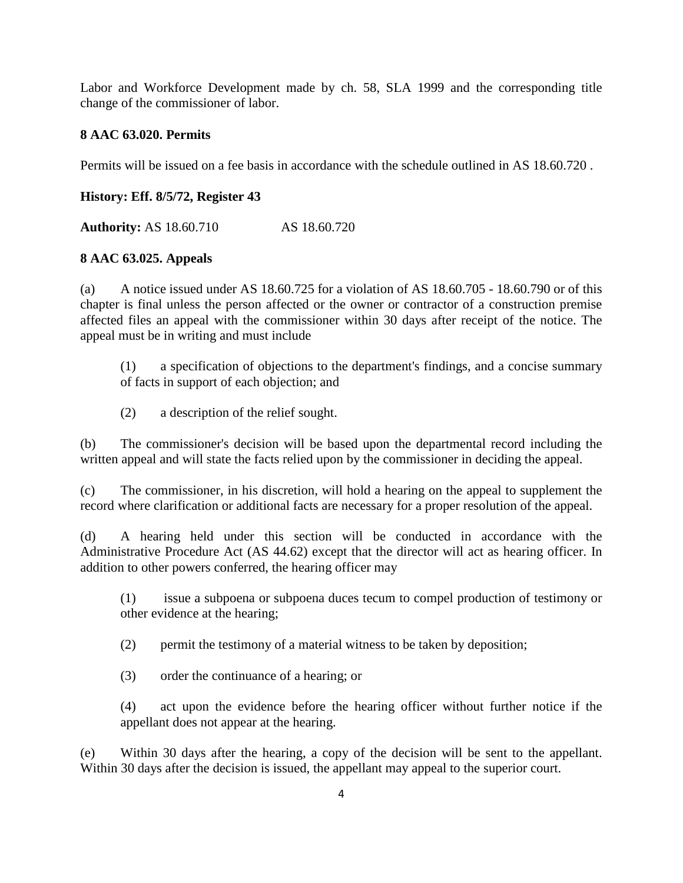Labor and Workforce Development made by ch. 58, SLA 1999 and the corresponding title change of the commissioner of labor.

**8 AAC 63.020. Permits**

Permits will be issued on a fee basis in accordance with the schedule outlined in AS 18.60.720 .

**History: Eff. 8/5/72, Register 43**

**Authority:** AS 18.60.710 AS 18.60.720

**8 AAC 63.025. Appeals**

(a) A notice issued under AS 18.60.725 for a violation of AS 18.60.705 - 18.60.790 or of this chapter is final unless the person affected or the owner or contractor of a construction premise affected files an appeal with the commissioner within 30 days after receipt of the notice. The appeal must be in writing and must include

(1) a specification of objections to the department's findings, and a concise summary of facts in support of each objection; and

(2) a description of the relief sought.

(b) The commissioner's decision will be based upon the departmental record including the written appeal and will state the facts relied upon by the commissioner in deciding the appeal.

(c) The commissioner, in his discretion, will hold a hearing on the appeal to supplement the record where clarification or additional facts are necessary for a proper resolution of the appeal.

(d) A hearing held under this section will be conducted in accordance with the Administrative Procedure Act (AS 44.62) except that the director will act as hearing officer. In addition to other powers conferred, the hearing officer may

(1) issue a subpoena or subpoena duces tecum to compel production of testimony or other evidence at the hearing;

(2) permit the testimony of a material witness to be taken by deposition;

(3) order the continuance of a hearing; or

(4) act upon the evidence before the hearing officer without further notice if the appellant does not appear at the hearing.

(e) Within 30 days after the hearing, a copy of the decision will be sent to the appellant. Within 30 days after the decision is issued, the appellant may appeal to the superior court.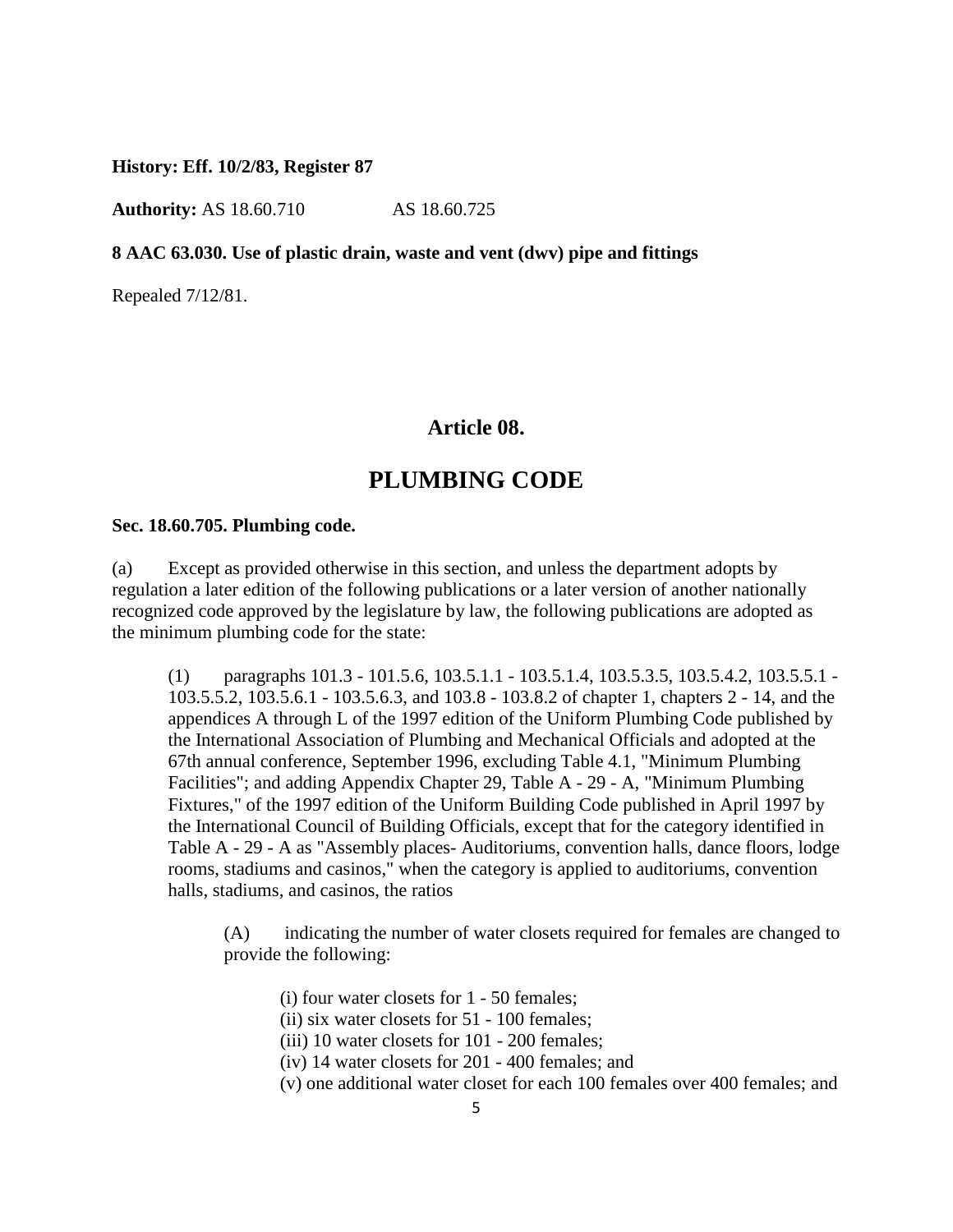**History: Eff. 10/2/83, Register 87**

**Authority:** AS 18.60.710 AS 18.60.725

**8 AAC 63.030. Use of plastic drain, waste and vent (dwv) pipe and fittings**

Repealed 7/12/81.

## Article 08.

# PLUMBING CODE

**Sec. 18.60.705. Plumbing code.**

(a) Except as provided otherwise in this section, and unless the department adopts by regulation a later edition of the following publications or a later version of another nationally recognized code approved by the legislature by law, the following publications are adopted as the minimum plumbing code for the state:

> (1) paragraphs 101.3 - 101.5.6, 103.5.1.1 - 103.5.1.4, 103.5.3.5, 103.5.4.2, 103.5.5.1 - 103.5.5.2, 103.5.6.1 - 103.5.6.3, and 103.8 - 103.8.2 of chapter 1, chapters 2 - 14, and the appendices A through L of the 1997 edition of the Uniform Plumbing Code published by the International Association of Plumbing and Mechanical Officials and adopted at the 67th annual conference, September 1996, excluding Table 4.1, "Minimum Plumbing Facilities"; and adding Appendix Chapter 29, Table A - 29 - A, "Minimum Plumbing Fixtures," of the 1997 edition of the Uniform Building Code published in April 1997 by the International Council of Building Officials, except that for the category identified in Table A - 29 - A as "Assembly places- Auditoriums, convention halls, dance floors, lodge rooms, stadiums and casinos," when the category is applied to auditoriums, convention halls, stadiums, and casinos, the ratios
>
> > (A) indicating the number of water closets required for females are changed to provide the following:
> >
> > > (i) four water closets for 1 - 50 females;
> > > (ii) six water closets for 51 - 100 females;
> > > (iii) 10 water closets for 101 - 200 females;
> > > (iv) 14 water closets for 201 - 400 females; and
> > > (v) one additional water closet for each 100 females over 400 females; and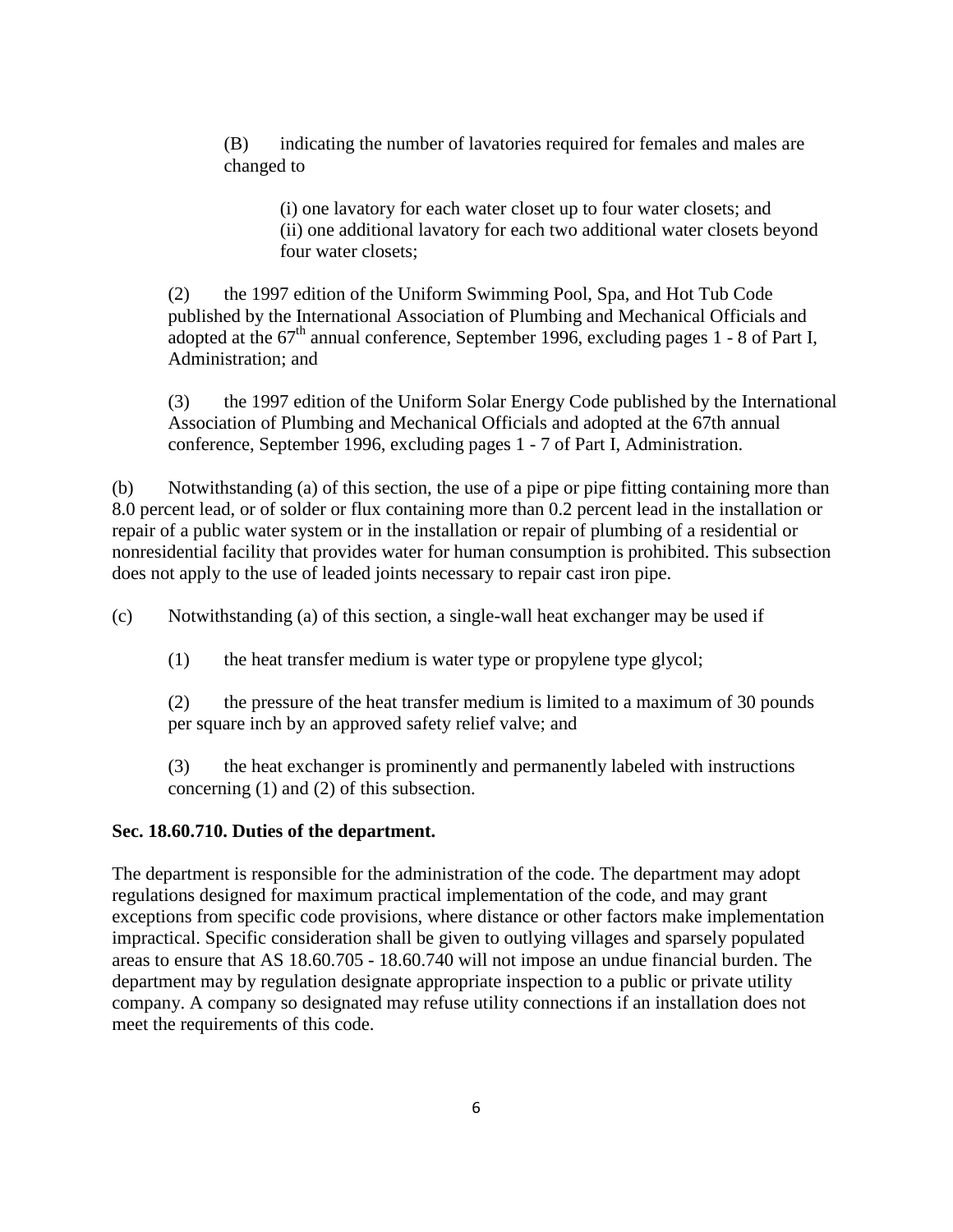(B) indicating the number of lavatories required for females and males are changed to

(i) one lavatory for each water closet up to four water closets; and
(ii) one additional lavatory for each two additional water closets beyond four water closets;

(2) the 1997 edition of the Uniform Swimming Pool, Spa, and Hot Tub Code published by the International Association of Plumbing and Mechanical Officials and adopted at the 67th annual conference, September 1996, excluding pages 1 - 8 of Part I, Administration; and

(3) the 1997 edition of the Uniform Solar Energy Code published by the International Association of Plumbing and Mechanical Officials and adopted at the 67th annual conference, September 1996, excluding pages 1 - 7 of Part I, Administration.

(b) Notwithstanding (a) of this section, the use of a pipe or pipe fitting containing more than 8.0 percent lead, or of solder or flux containing more than 0.2 percent lead in the installation or repair of a public water system or in the installation or repair of plumbing of a residential or nonresidential facility that provides water for human consumption is prohibited. This subsection does not apply to the use of leaded joints necessary to repair cast iron pipe.

(c) Notwithstanding (a) of this section, a single-wall heat exchanger may be used if

(1) the heat transfer medium is water type or propylene type glycol;

(2) the pressure of the heat transfer medium is limited to a maximum of 30 pounds per square inch by an approved safety relief valve; and

(3) the heat exchanger is prominently and permanently labeled with instructions concerning (1) and (2) of this subsection.

**Sec. 18.60.710. Duties of the department.**

The department is responsible for the administration of the code. The department may adopt regulations designed for maximum practical implementation of the code, and may grant exceptions from specific code provisions, where distance or other factors make implementation impractical. Specific consideration shall be given to outlying villages and sparsely populated areas to ensure that AS 18.60.705 - 18.60.740 will not impose an undue financial burden. The department may by regulation designate appropriate inspection to a public or private utility company. A company so designated may refuse utility connections if an installation does not meet the requirements of this code.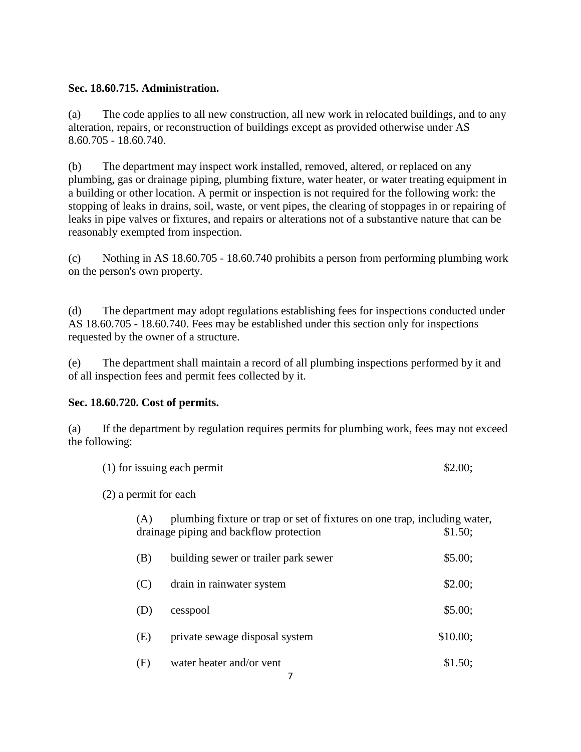**Sec. 18.60.715. Administration.**

(a) The code applies to all new construction, all new work in relocated buildings, and to any alteration, repairs, or reconstruction of buildings except as provided otherwise under AS 8.60.705 - 18.60.740.

(b) The department may inspect work installed, removed, altered, or replaced on any plumbing, gas or drainage piping, plumbing fixture, water heater, or water treating equipment in a building or other location. A permit or inspection is not required for the following work: the stopping of leaks in drains, soil, waste, or vent pipes, the clearing of stoppages in or repairing of leaks in pipe valves or fixtures, and repairs or alterations not of a substantive nature that can be reasonably exempted from inspection.

(c) Nothing in AS 18.60.705 - 18.60.740 prohibits a person from performing plumbing work on the person's own property.

(d) The department may adopt regulations establishing fees for inspections conducted under AS 18.60.705 - 18.60.740. Fees may be established under this section only for inspections requested by the owner of a structure.

(e) The department shall maintain a record of all plumbing inspections performed by it and of all inspection fees and permit fees collected by it.

**Sec. 18.60.720. Cost of permits.**

(a) If the department by regulation requires permits for plumbing work, fees may not exceed the following:

(1) for issuing each permit $2.00;

(2) a permit for each

(A) plumbing fixture or trap or set of fixtures on one trap, including water, drainage piping and backflow protection $1.50;

(B) building sewer or trailer park sewer $5.00;

(C) drain in rainwater system $2.00;

(D) cesspool $5.00;

(E) private sewage disposal system $10.00;

(F) water heater and/or vent $1.50;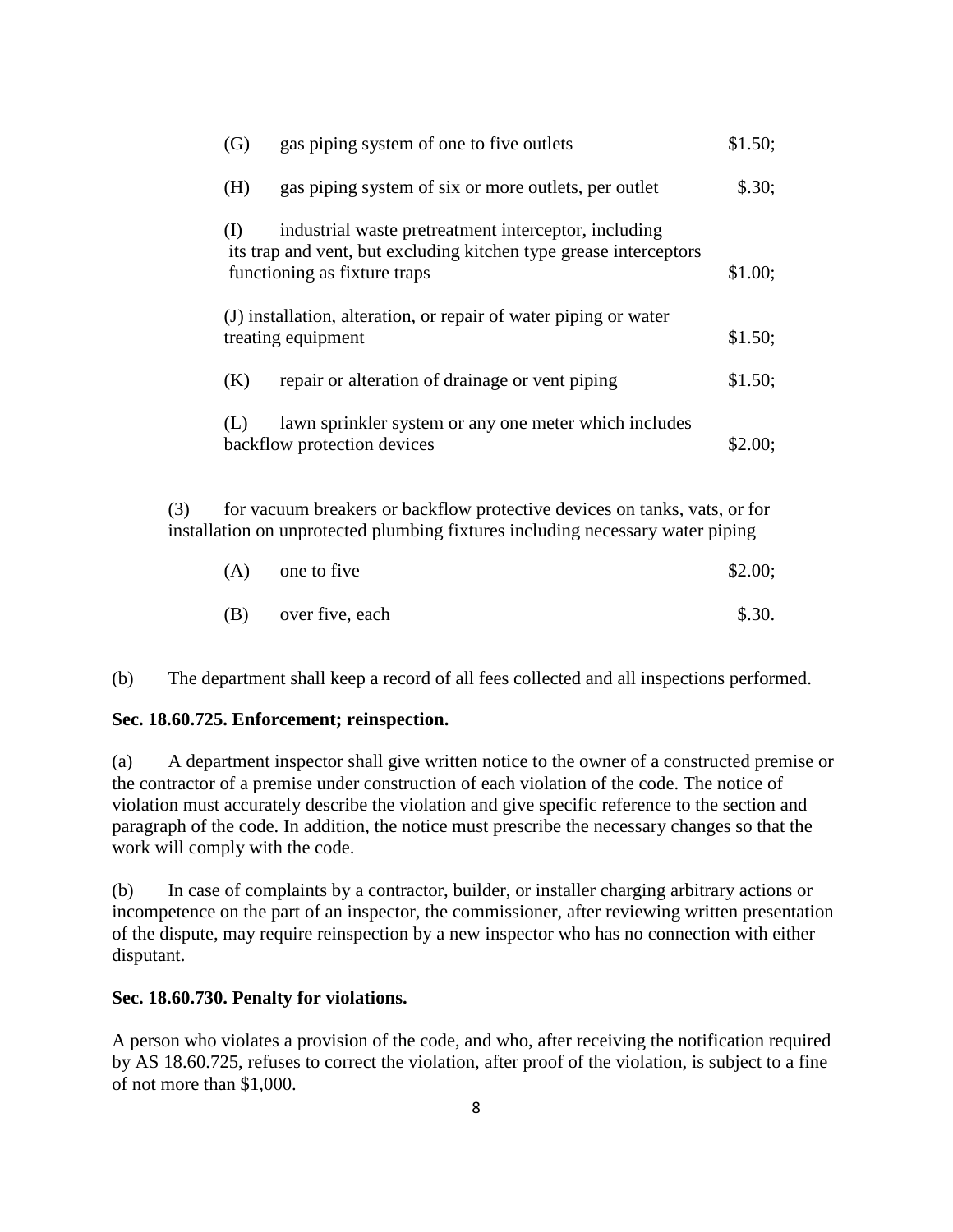(G) gas piping system of one to five outlets $1.50;

(H) gas piping system of six or more outlets, per outlet $.30;

(I) industrial waste pretreatment interceptor, including its trap and vent, but excluding kitchen type grease interceptors functioning as fixture traps $1.00;

(J) installation, alteration, or repair of water piping or water treating equipment $1.50;

(K) repair or alteration of drainage or vent piping $1.50;

(L) lawn sprinkler system or any one meter which includes backflow protection devices $2.00;

(3) for vacuum breakers or backflow protective devices on tanks, vats, or for installation on unprotected plumbing fixtures including necessary water piping

(A) one to five $2.00;

(B) over five, each $.30.

(b) The department shall keep a record of all fees collected and all inspections performed.

**Sec. 18.60.725. Enforcement; reinspection.**

(a) A department inspector shall give written notice to the owner of a constructed premise or the contractor of a premise under construction of each violation of the code. The notice of violation must accurately describe the violation and give specific reference to the section and paragraph of the code. In addition, the notice must prescribe the necessary changes so that the work will comply with the code.

(b) In case of complaints by a contractor, builder, or installer charging arbitrary actions or incompetence on the part of an inspector, the commissioner, after reviewing written presentation of the dispute, may require reinspection by a new inspector who has no connection with either disputant.

**Sec. 18.60.730. Penalty for violations.**

A person who violates a provision of the code, and who, after receiving the notification required by AS 18.60.725, refuses to correct the violation, after proof of the violation, is subject to a fine of not more than $1,000.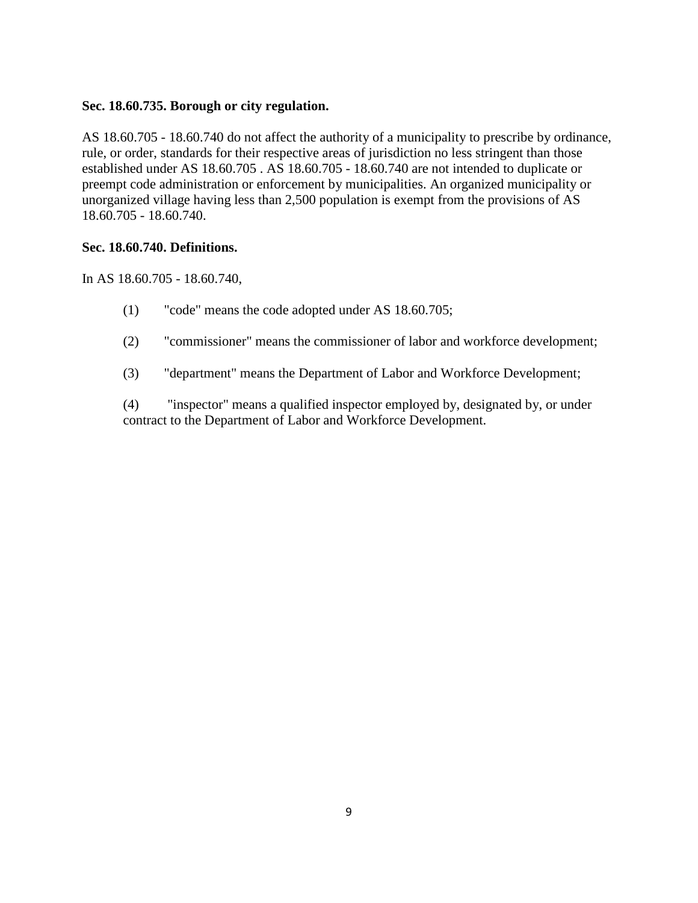**Sec. 18.60.735. Borough or city regulation.**

AS 18.60.705 - 18.60.740 do not affect the authority of a municipality to prescribe by ordinance, rule, or order, standards for their respective areas of jurisdiction no less stringent than those established under AS 18.60.705 . AS 18.60.705 - 18.60.740 are not intended to duplicate or preempt code administration or enforcement by municipalities. An organized municipality or unorganized village having less than 2,500 population is exempt from the provisions of AS 18.60.705 - 18.60.740.

**Sec. 18.60.740. Definitions.**

In AS 18.60.705 - 18.60.740,

(1) "code" means the code adopted under AS 18.60.705;

(2) "commissioner" means the commissioner of labor and workforce development;

(3) "department" means the Department of Labor and Workforce Development;

(4) "inspector" means a qualified inspector employed by, designated by, or under contract to the Department of Labor and Workforce Development.